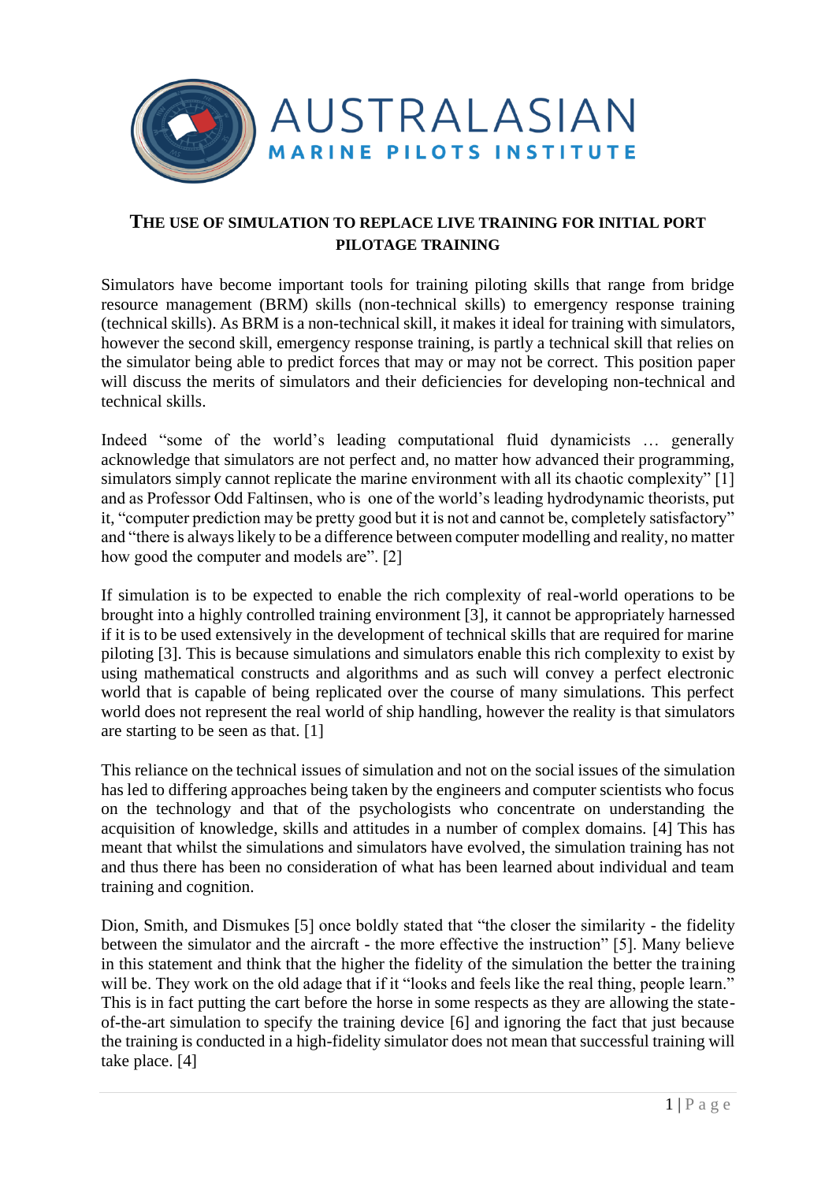AUSTRALASIAN

MARINE PILOTS INSTITUTE

## THE USE OF SIMULATION TO REPLACE LIVE TRAINING FOR INITIAL PORT PILOTAGE TRAINING

Simulators have become important tools for training piloting skills that range from bridge resource management (BRM) skills (non-technical skills) to emergency response training (technical skills). As BRM is a non-technical skill, it makes it ideal for training with simulators, however the second skill, emergency response training, is partly a technical skill that relies on the simulator being able to predict forces that may or may not be correct. This position paper will discuss the merits of simulators and their deficiencies for developing non-technical and technical skills.

Indeed "some of the world's leading computational fluid dynamicists … generally acknowledge that simulators are not perfect and, no matter how advanced their programming, simulators simply cannot replicate the marine environment with all its chaotic complexity" [1] and as Professor Odd Faltinsen, who is one of the world's leading hydrodynamic theorists, put it, "computer prediction may be pretty good but it is not and cannot be, completely satisfactory" and "there is always likely to be a difference between computer modelling and reality, no matter how good the computer and models are". [2]

If simulation is to be expected to enable the rich complexity of real-world operations to be brought into a highly controlled training environment [3], it cannot be appropriately harnessed if it is to be used extensively in the development of technical skills that are required for marine piloting [3]. This is because simulations and simulators enable this rich complexity to exist by using mathematical constructs and algorithms and as such will convey a perfect electronic world that is capable of being replicated over the course of many simulations. This perfect world does not represent the real world of ship handling, however the reality is that simulators are starting to be seen as that. [1]

This reliance on the technical issues of simulation and not on the social issues of the simulation has led to differing approaches being taken by the engineers and computer scientists who focus on the technology and that of the psychologists who concentrate on understanding the acquisition of knowledge, skills and attitudes in a number of complex domains. [4] This has meant that whilst the simulations and simulators have evolved, the simulation training has not and thus there has been no consideration of what has been learned about individual and team training and cognition.

Dion, Smith, and Dismukes [5] once boldly stated that "the closer the similarity - the fidelity between the simulator and the aircraft - the more effective the instruction" [5]. Many believe in this statement and think that the higher the fidelity of the simulation the better the training will be. They work on the old adage that if it "looks and feels like the real thing, people learn." This is in fact putting the cart before the horse in some respects as they are allowing the state-of-the-art simulation to specify the training device [6] and ignoring the fact that just because the training is conducted in a high-fidelity simulator does not mean that successful training will take place. [4]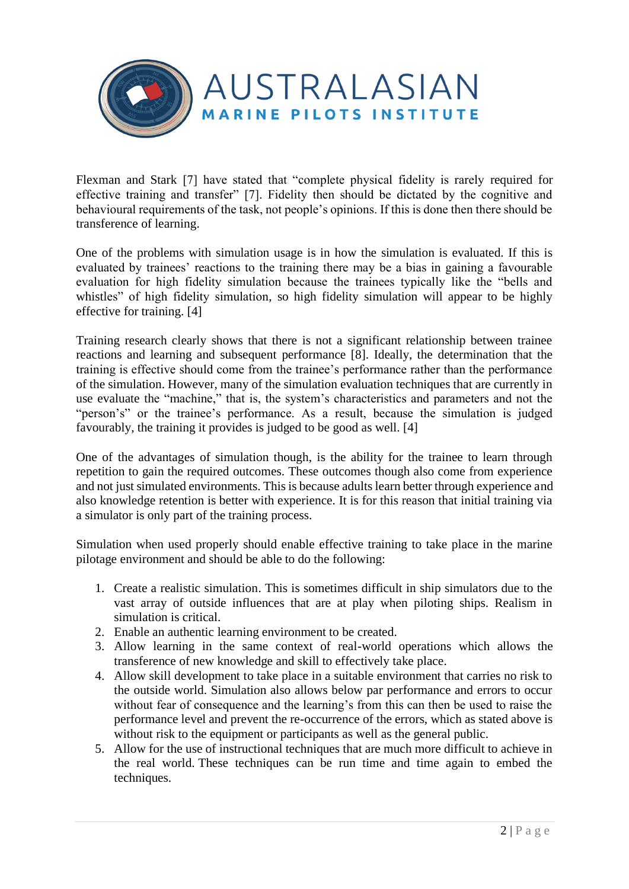Flexman and Stark [7] have stated that "complete physical fidelity is rarely required for effective training and transfer" [7]. Fidelity then should be dictated by the cognitive and behavioural requirements of the task, not people's opinions. If this is done then there should be transference of learning.

One of the problems with simulation usage is in how the simulation is evaluated. If this is evaluated by trainees' reactions to the training there may be a bias in gaining a favourable evaluation for high fidelity simulation because the trainees typically like the "bells and whistles" of high fidelity simulation, so high fidelity simulation will appear to be highly effective for training. [4]

Training research clearly shows that there is not a significant relationship between trainee reactions and learning and subsequent performance [8]. Ideally, the determination that the training is effective should come from the trainee's performance rather than the performance of the simulation. However, many of the simulation evaluation techniques that are currently in use evaluate the "machine," that is, the system's characteristics and parameters and not the "person's" or the trainee's performance. As a result, because the simulation is judged favourably, the training it provides is judged to be good as well. [4]

One of the advantages of simulation though, is the ability for the trainee to learn through repetition to gain the required outcomes. These outcomes though also come from experience and not just simulated environments. This is because adults learn better through experience and also knowledge retention is better with experience. It is for this reason that initial training via a simulator is only part of the training process.

Simulation when used properly should enable effective training to take place in the marine pilotage environment and should be able to do the following:

1. Create a realistic simulation. This is sometimes difficult in ship simulators due to the vast array of outside influences that are at play when piloting ships. Realism in simulation is critical.
2. Enable an authentic learning environment to be created.
3. Allow learning in the same context of real-world operations which allows the transference of new knowledge and skill to effectively take place.
4. Allow skill development to take place in a suitable environment that carries no risk to the outside world. Simulation also allows below par performance and errors to occur without fear of consequence and the learning's from this can then be used to raise the performance level and prevent the re-occurrence of the errors, which as stated above is without risk to the equipment or participants as well as the general public.
5. Allow for the use of instructional techniques that are much more difficult to achieve in the real world. These techniques can be run time and time again to embed the techniques.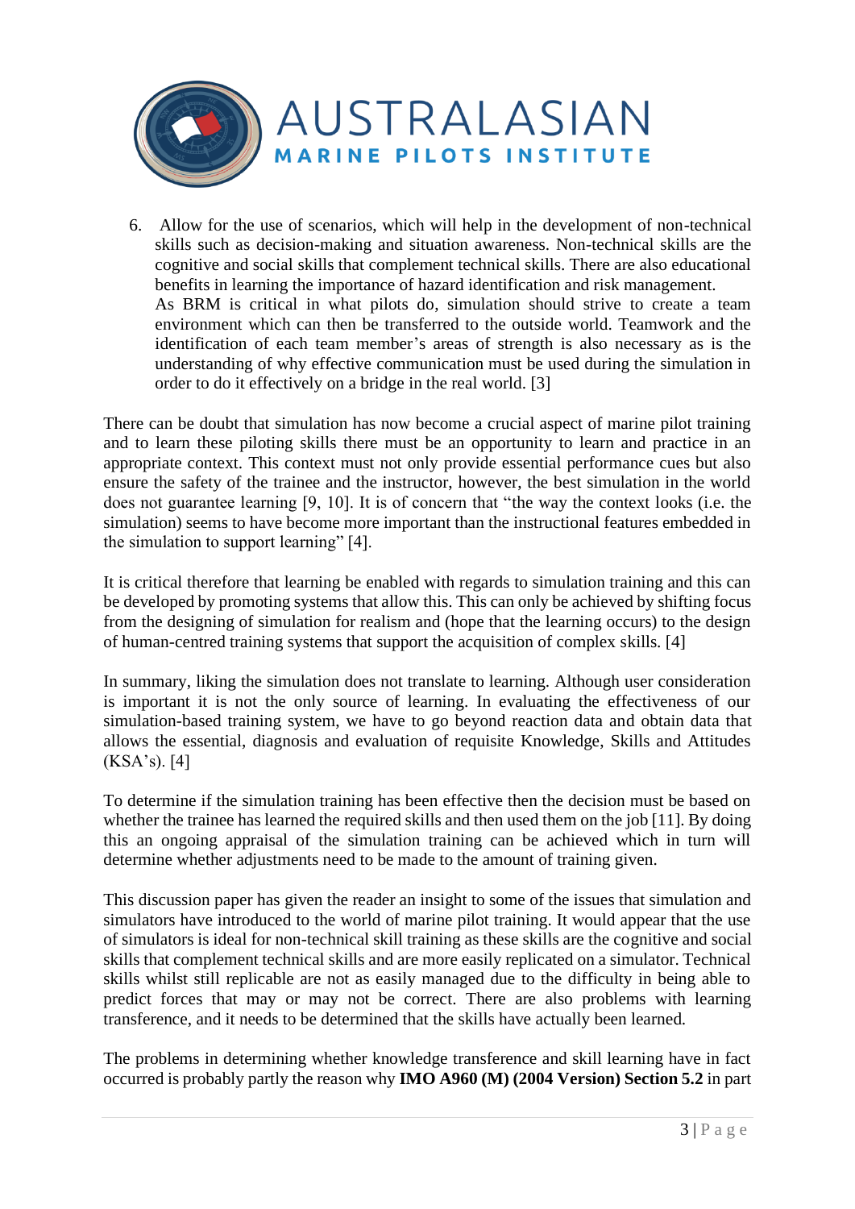6. Allow for the use of scenarios, which will help in the development of non-technical skills such as decision-making and situation awareness. Non-technical skills are the cognitive and social skills that complement technical skills. There are also educational benefits in learning the importance of hazard identification and risk management.
   As BRM is critical in what pilots do, simulation should strive to create a team environment which can then be transferred to the outside world. Teamwork and the identification of each team member's areas of strength is also necessary as is the understanding of why effective communication must be used during the simulation in order to do it effectively on a bridge in the real world. [3]

There can be doubt that simulation has now become a crucial aspect of marine pilot training and to learn these piloting skills there must be an opportunity to learn and practice in an appropriate context. This context must not only provide essential performance cues but also ensure the safety of the trainee and the instructor, however, the best simulation in the world does not guarantee learning [9, 10]. It is of concern that "the way the context looks (i.e. the simulation) seems to have become more important than the instructional features embedded in the simulation to support learning" [4].

It is critical therefore that learning be enabled with regards to simulation training and this can be developed by promoting systems that allow this. This can only be achieved by shifting focus from the designing of simulation for realism and (hope that the learning occurs) to the design of human-centred training systems that support the acquisition of complex skills. [4]

In summary, liking the simulation does not translate to learning. Although user consideration is important it is not the only source of learning. In evaluating the effectiveness of our simulation-based training system, we have to go beyond reaction data and obtain data that allows the essential, diagnosis and evaluation of requisite Knowledge, Skills and Attitudes (KSA's). [4]

To determine if the simulation training has been effective then the decision must be based on whether the trainee has learned the required skills and then used them on the job [11]. By doing this an ongoing appraisal of the simulation training can be achieved which in turn will determine whether adjustments need to be made to the amount of training given.

This discussion paper has given the reader an insight to some of the issues that simulation and simulators have introduced to the world of marine pilot training. It would appear that the use of simulators is ideal for non-technical skill training as these skills are the cognitive and social skills that complement technical skills and are more easily replicated on a simulator. Technical skills whilst still replicable are not as easily managed due to the difficulty in being able to predict forces that may or may not be correct. There are also problems with learning transference, and it needs to be determined that the skills have actually been learned.

The problems in determining whether knowledge transference and skill learning have in fact occurred is probably partly the reason why **IMO A960 (M) (2004 Version) Section 5.2** in part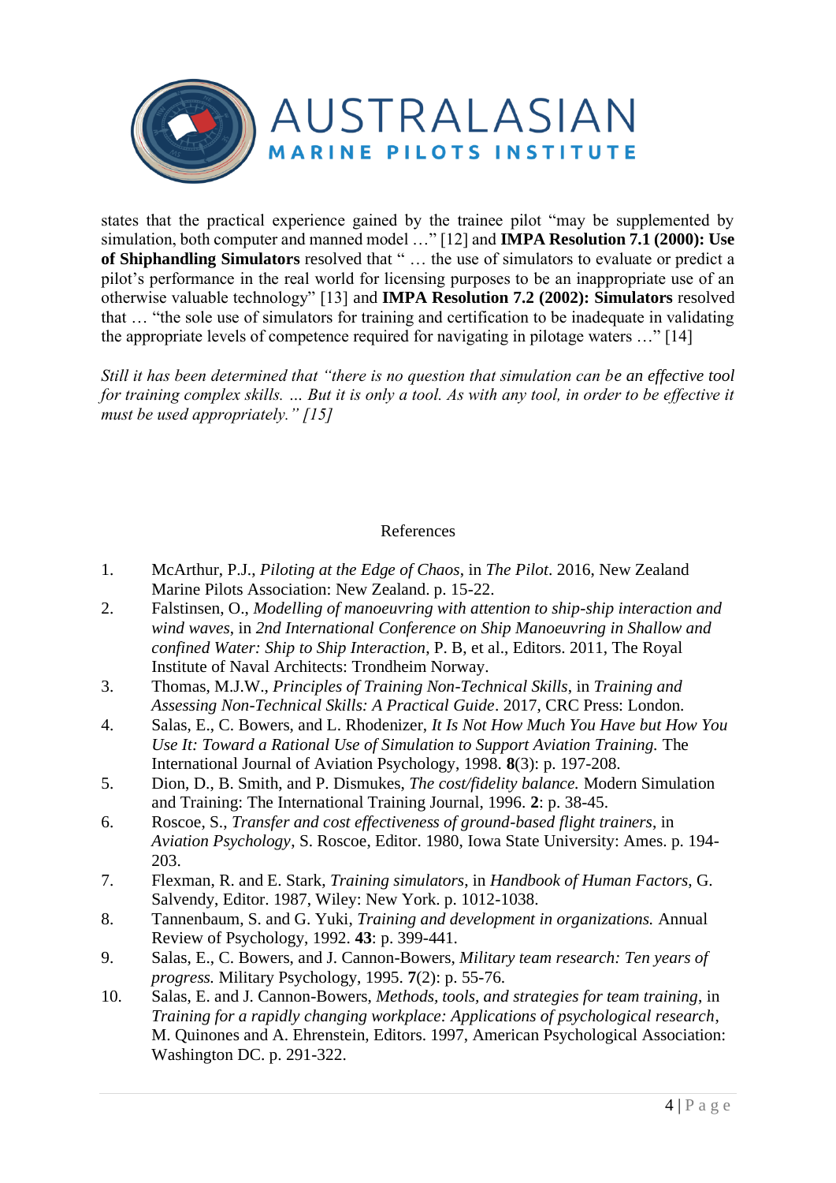states that the practical experience gained by the trainee pilot "may be supplemented by simulation, both computer and manned model …" [12] and **IMPA Resolution 7.1 (2000): Use of Shiphandling Simulators** resolved that " … the use of simulators to evaluate or predict a pilot's performance in the real world for licensing purposes to be an inappropriate use of an otherwise valuable technology" [13] and **IMPA Resolution 7.2 (2002): Simulators** resolved that … "the sole use of simulators for training and certification to be inadequate in validating the appropriate levels of competence required for navigating in pilotage waters …" [14]

*Still it has been determined that "there is no question that simulation can be an effective tool for training complex skills. ... But it is only a tool. As with any tool, in order to be effective it must be used appropriately." [15]*

## References

1. McArthur, P.J., *Piloting at the Edge of Chaos*, in *The Pilot*. 2016, New Zealand Marine Pilots Association: New Zealand. p. 15-22.
2. Falstinsen, O., *Modelling of manoeuvring with attention to ship-ship interaction and wind waves*, in *2nd International Conference on Ship Manoeuvring in Shallow and confined Water: Ship to Ship Interaction*, P. B, et al., Editors. 2011, The Royal Institute of Naval Architects: Trondheim Norway.
3. Thomas, M.J.W., *Principles of Training Non-Technical Skills*, in *Training and Assessing Non-Technical Skills: A Practical Guide*. 2017, CRC Press: London.
4. Salas, E., C. Bowers, and L. Rhodenizer, *It Is Not How Much You Have but How You Use It: Toward a Rational Use of Simulation to Support Aviation Training.* The International Journal of Aviation Psychology, 1998. **8**(3): p. 197-208.
5. Dion, D., B. Smith, and P. Dismukes, *The cost/fidelity balance.* Modern Simulation and Training: The International Training Journal, 1996. **2**: p. 38-45.
6. Roscoe, S., *Transfer and cost effectiveness of ground-based flight trainers*, in *Aviation Psychology*, S. Roscoe, Editor. 1980, Iowa State University: Ames. p. 194-203.
7. Flexman, R. and E. Stark, *Training simulators*, in *Handbook of Human Factors*, G. Salvendy, Editor. 1987, Wiley: New York. p. 1012-1038.
8. Tannenbaum, S. and G. Yuki, *Training and development in organizations.* Annual Review of Psychology, 1992. **43**: p. 399-441.
9. Salas, E., C. Bowers, and J. Cannon-Bowers, *Military team research: Ten years of progress.* Military Psychology, 1995. **7**(2): p. 55-76.
10. Salas, E. and J. Cannon-Bowers, *Methods, tools, and strategies for team training*, in *Training for a rapidly changing workplace: Applications of psychological research*, M. Quinones and A. Ehrenstein, Editors. 1997, American Psychological Association: Washington DC. p. 291-322.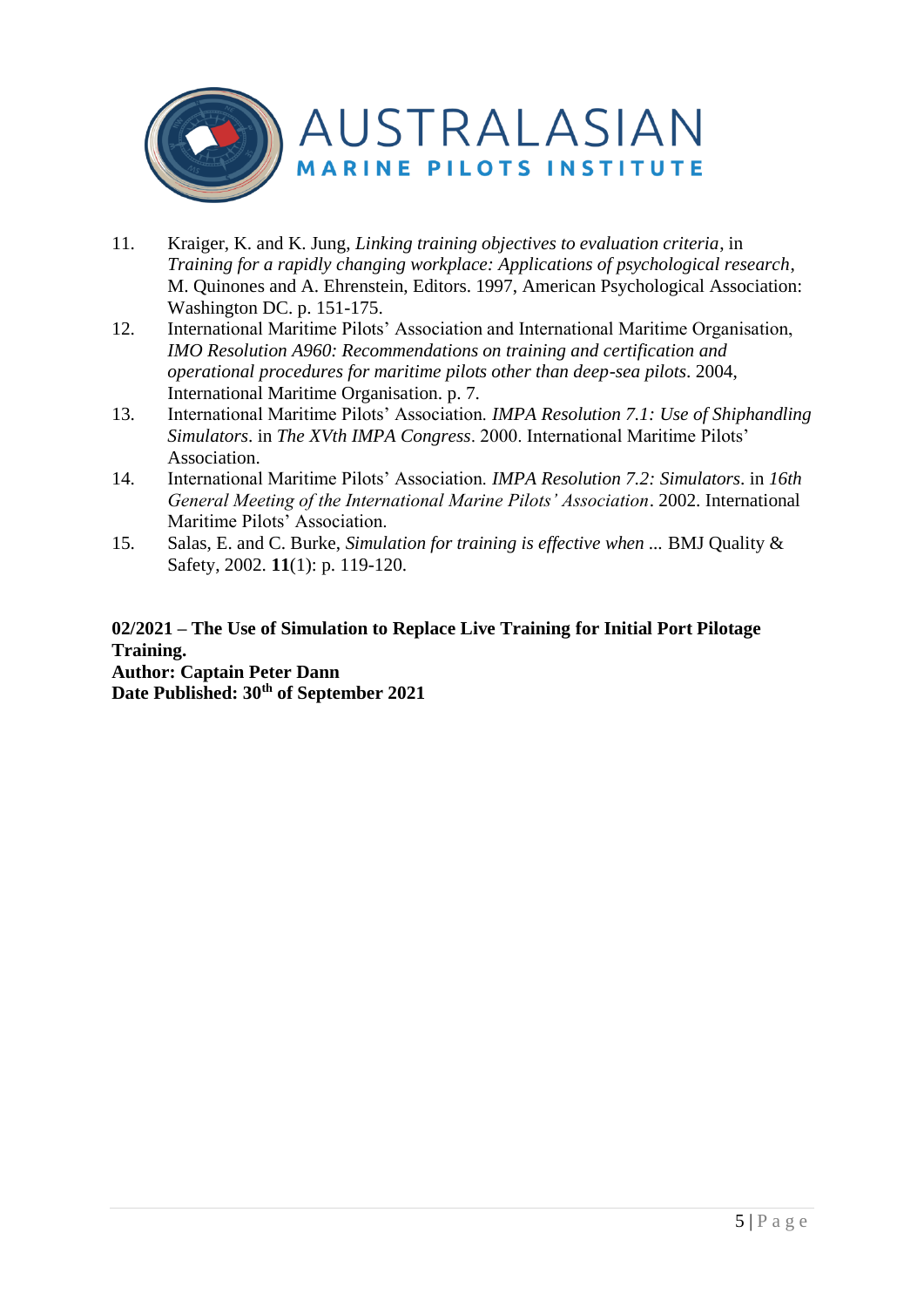11. Kraiger, K. and K. Jung, *Linking training objectives to evaluation criteria*, in *Training for a rapidly changing workplace: Applications of psychological research*, M. Quinones and A. Ehrenstein, Editors. 1997, American Psychological Association: Washington DC. p. 151-175.
12. International Maritime Pilots' Association and International Maritime Organisation, *IMO Resolution A960: Recommendations on training and certification and operational procedures for maritime pilots other than deep-sea pilots*. 2004, International Maritime Organisation. p. 7.
13. International Maritime Pilots' Association. *IMPA Resolution 7.1: Use of Shiphandling Simulators*. in *The XVth IMPA Congress*. 2000. International Maritime Pilots' Association.
14. International Maritime Pilots' Association. *IMPA Resolution 7.2: Simulators*. in *16th General Meeting of the International Marine Pilots' Association*. 2002. International Maritime Pilots' Association.
15. Salas, E. and C. Burke, *Simulation for training is effective when ...* BMJ Quality & Safety, 2002. **11**(1): p. 119-120.

**02/2021 – The Use of Simulation to Replace Live Training for Initial Port Pilotage Training.**
**Author: Captain Peter Dann**
**Date Published: 30th of September 2021**